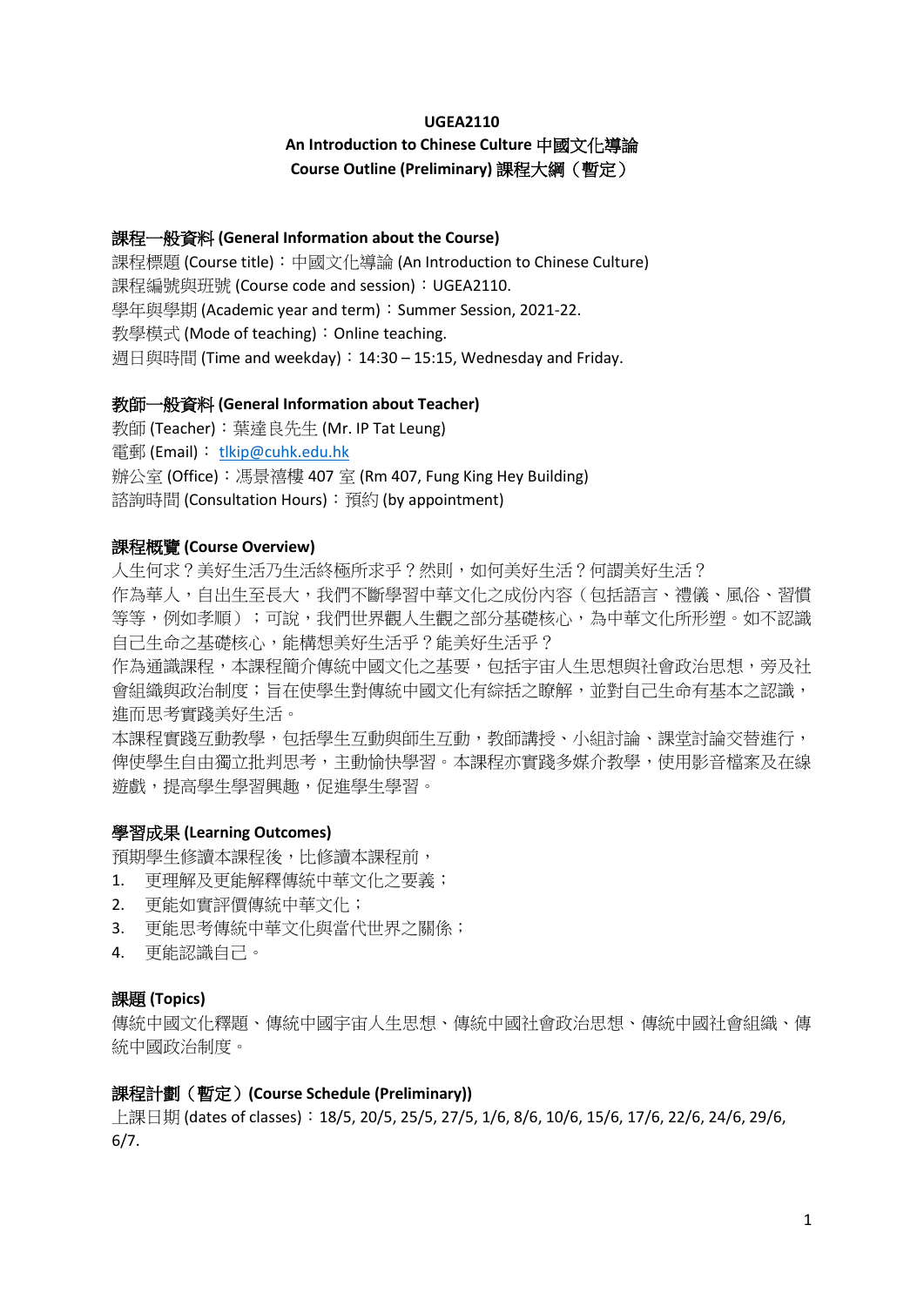# UGEA2110
## An Introduction to Chinese Culture 中國文化導論
## Course Outline (Preliminary) 課程大綱（暫定）

### 課程一般資料 (General Information about the Course)

課程標題 (Course title)：中國文化導論 (An Introduction to Chinese Culture)
課程編號與班號 (Course code and session)：UGEA2110.
學年與學期 (Academic year and term)：Summer Session, 2021-22.
教學模式 (Mode of teaching)：Online teaching.
週日與時間 (Time and weekday)：14:30 – 15:15, Wednesday and Friday.

### 教師一般資料 (General Information about Teacher)

教師 (Teacher)：葉達良先生 (Mr. IP Tat Leung)
電郵 (Email)： tlkip@cuhk.edu.hk
辦公室 (Office)：馮景禧樓 407 室 (Rm 407, Fung King Hey Building)
諮詢時間 (Consultation Hours)：預約 (by appointment)

### 課程概覽 (Course Overview)

人生何求？美好生活乃生活終極所求乎？然則，如何美好生活？何謂美好生活？

作為華人，自出生至長大，我們不斷學習中華文化之成份內容（包括語言、禮儀、風俗、習慣等等，例如孝順）；可說，我們世界觀人生觀之部分基礎核心，為中華文化所形塑。如不認識自己生命之基礎核心，能構想美好生活乎？能美好生活乎？

作為通識課程，本課程簡介傳統中國文化之基要，包括宇宙人生思想與社會政治思想，旁及社會組織與政治制度；旨在使學生對傳統中國文化有綜括之瞭解，並對自己生命有基本之認識，進而思考實踐美好生活。

本課程實踐互動教學，包括學生互動與師生互動，教師講授、小組討論、課堂討論交替進行，俾使學生自由獨立批判思考，主動愉快學習。本課程亦實踐多媒介教學，使用影音檔案及在線遊戲，提高學生學習興趣，促進學生學習。

### 學習成果 (Learning Outcomes)

預期學生修讀本課程後，比修讀本課程前，

1. 更理解及更能解釋傳統中華文化之要義；
2. 更能如實評價傳統中華文化；
3. 更能思考傳統中華文化與當代世界之關係；
4. 更能認識自己。

### 課題 (Topics)

傳統中國文化釋題、傳統中國宇宙人生思想、傳統中國社會政治思想、傳統中國社會組織、傳統中國政治制度。

### 課程計劃（暫定）(Course Schedule (Preliminary))

上課日期 (dates of classes)：18/5, 20/5, 25/5, 27/5, 1/6, 8/6, 10/6, 15/6, 17/6, 22/6, 24/6, 29/6, 6/7.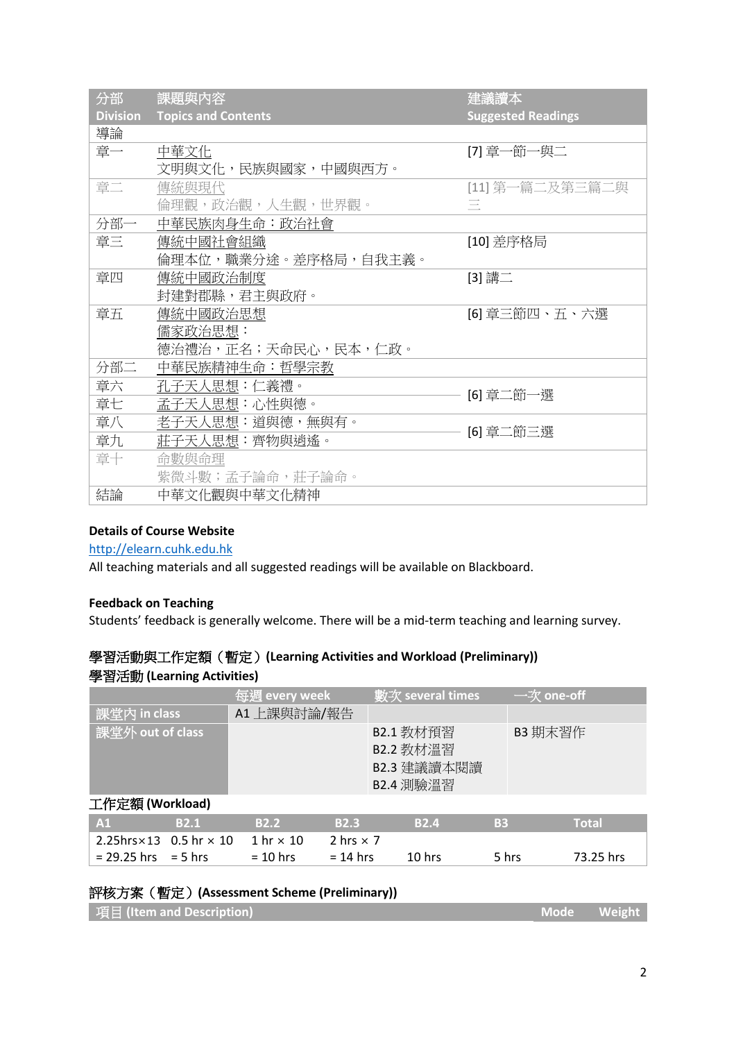| 分部 Division | 課題與內容 Topics and Contents | 建議讀本 Suggested Readings |
|---|---|---|
| 導論 | | |
| 章一 | 中華文化<br>文明與文化，民族與國家，中國與西方。 | [7] 章一節一與二 |
| 章二 | 傳統與現代<br>倫理觀，政治觀，人生觀，世界觀。 | [11] 第一篇二及第三篇二與三 |
| 分部一 | 中華民族肉身生命：政治社會 | |
| 章三 | 傳統中國社會組織<br>倫理本位，職業分途。差序格局，自我主義。 | [10] 差序格局 |
| 章四 | 傳統中國政治制度<br>封建對郡縣，君主與政府。 | [3] 講二 |
| 章五 | 傳統中國政治思想<br>儒家政治思想：<br>德治禮治，正名；天命民心，民本，仁政。 | [6] 章三節四、五、六選 |
| 分部二 | 中華民族精神生命：哲學宗教 | |
| 章六 | 孔子天人思想：仁義禮。 | [6] 章二節一選 |
| 章七 | 孟子天人思想：心性與德。 | |
| 章八 | 老子天人思想：道與德，無與有。 | [6] 章二節三選 |
| 章九 | 莊子天人思想：齊物與逍遙。 | |
| 章十 | 命數與命理<br>紫微斗數；孟子論命，莊子論命。 | |
| 結論 | 中華文化觀與中華文化精神 | |

**Details of Course Website**

http://elearn.cuhk.edu.hk

All teaching materials and all suggested readings will be available on Blackboard.

**Feedback on Teaching**

Students' feedback is generally welcome. There will be a mid-term teaching and learning survey.

## 學習活動與工作定額（暫定）(Learning Activities and Workload (Preliminary))

### 學習活動 (Learning Activities)

| | 每週 every week | 數次 several times | 一次 one-off |
|---|---|---|---|
| 課堂內 in class | A1 上課與討論/報告 | | |
| 課堂外 out of class | | B2.1 教材預習<br>B2.2 教材溫習<br>B2.3 建議讀本閱讀<br>B2.4 測驗溫習 | B3 期末習作 |

### 工作定額 (Workload)

| A1 | B2.1 | B2.2 | B2.3 | B2.4 | B3 | Total |
|---|---|---|---|---|---|---|
| 2.25hrs×13 = 29.25 hrs | 0.5 hr × 10 = 5 hrs | 1 hr × 10 = 10 hrs | 2 hrs × 7 = 14 hrs | 10 hrs | 5 hrs | 73.25 hrs |

## 評核方案（暫定）(Assessment Scheme (Preliminary))

| 項目 (Item and Description) | Mode | Weight |
|---|---|---|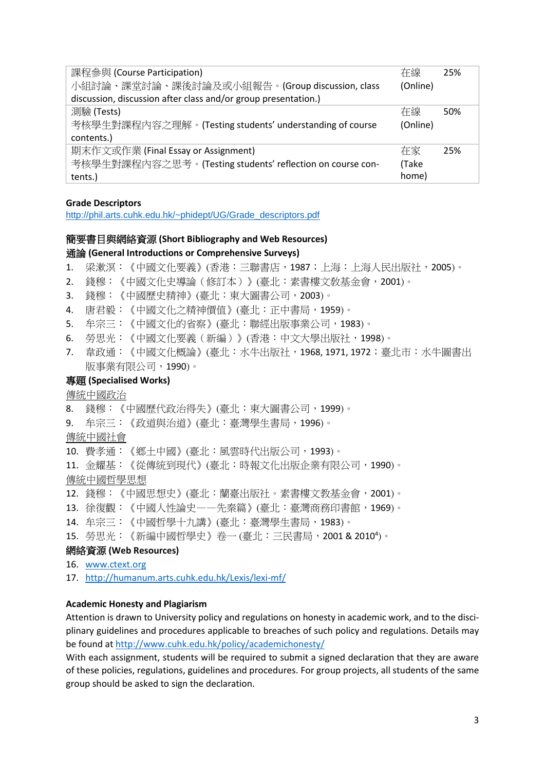| 課程參與 (Course Participation)<br>小組討論、課堂討論、課後討論及或小組報告。(Group discussion, class discussion, discussion after class and/or group presentation.) | 在線 (Online) | 25% |
|---|---|---|
| 測驗 (Tests)<br>考核學生對課程內容之理解。(Testing students' understanding of course contents.) | 在線 (Online) | 50% |
| 期末作文或作業 (Final Essay or Assignment)<br>考核學生對課程內容之思考。(Testing students' reflection on course contents.) | 在家 (Take home) | 25% |

**Grade Descriptors**

http://phil.arts.cuhk.edu.hk/~phidept/UG/Grade_descriptors.pdf

## 簡要書目與網絡資源 (Short Bibliography and Web Resources)

### 通論 (General Introductions or Comprehensive Surveys)

1. 梁漱溟：《中國文化要義》(香港：三聯書店，1987；上海：上海人民出版社，2005)。
2. 錢穆：《中國文化史導論（修訂本）》(臺北：素書樓文教基金會，2001)。
3. 錢穆：《中國歷史精神》(臺北：東大圖書公司，2003)。
4. 唐君毅：《中國文化之精神價值》(臺北：正中書局，1959)。
5. 牟宗三：《中國文化的省察》(臺北：聯經出版事業公司，1983)。
6. 勞思光：《中國文化要義（新編）》(香港：中文大學出版社，1998)。
7. 韋政通：《中國文化概論》(臺北：水牛出版社，1968, 1971, 1972；臺北市：水牛圖書出版事業有限公司，1990)。

### 專題 (Specialised Works)

<u>傳統中國政治</u>

8. 錢穆：《中國歷代政治得失》(臺北：東大圖書公司，1999)。
9. 牟宗三：《政道與治道》(臺北：臺灣學生書局，1996)。

<u>傳統中國社會</u>

10. 費孝通：《鄉土中國》(臺北：風雲時代出版公司，1993)。
11. 金耀基：《從傳統到現代》(臺北：時報文化出版企業有限公司，1990)。

<u>傳統中國哲學思想</u>

12. 錢穆：《中國思想史》(臺北：蘭臺出版社。素書樓文教基金會，2001)。
13. 徐復觀：《中國人性論史——先秦篇》(臺北：臺灣商務印書館，1969)。
14. 牟宗三：《中國哲學十九講》(臺北：臺灣學生書局，1983)。
15. 勞思光：《新編中國哲學史》卷一 (臺北：三民書局，2001 & 2010[4])。

### 網絡資源 (Web Resources)

16. www.ctext.org
17. http://humanum.arts.cuhk.edu.hk/Lexis/lexi-mf/

**Academic Honesty and Plagiarism**

Attention is drawn to University policy and regulations on honesty in academic work, and to the disciplinary guidelines and procedures applicable to breaches of such policy and regulations. Details may be found at http://www.cuhk.edu.hk/policy/academichonesty/

With each assignment, students will be required to submit a signed declaration that they are aware of these policies, regulations, guidelines and procedures. For group projects, all students of the same group should be asked to sign the declaration.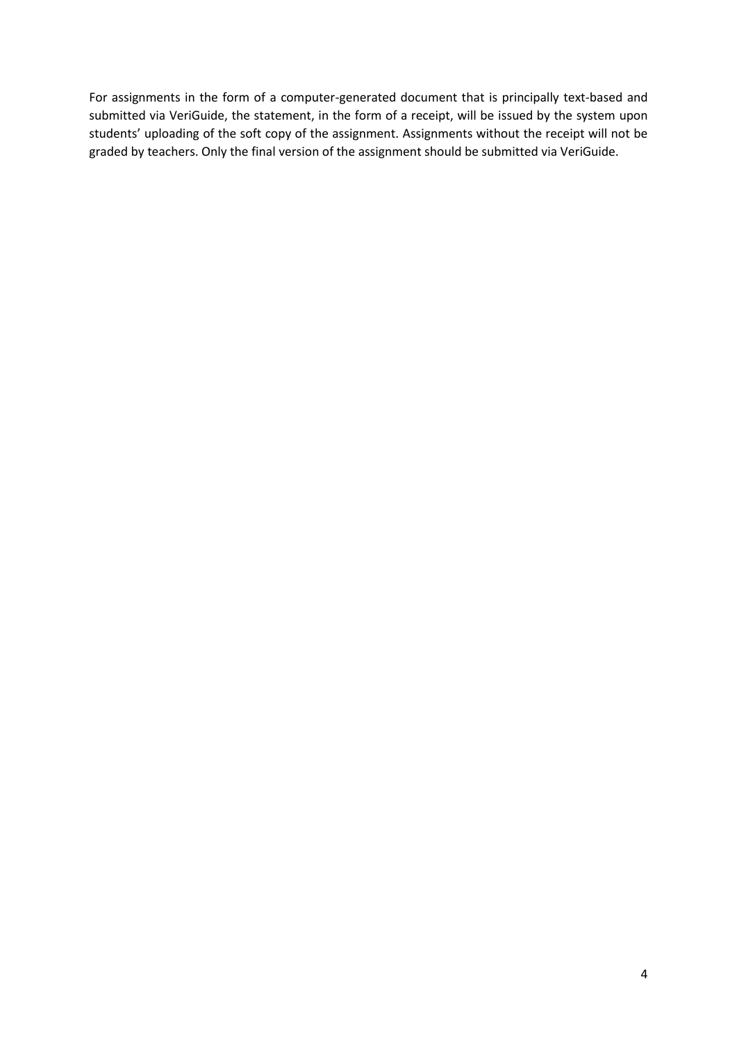For assignments in the form of a computer-generated document that is principally text-based and submitted via VeriGuide, the statement, in the form of a receipt, will be issued by the system upon students' uploading of the soft copy of the assignment. Assignments without the receipt will not be graded by teachers. Only the final version of the assignment should be submitted via VeriGuide.